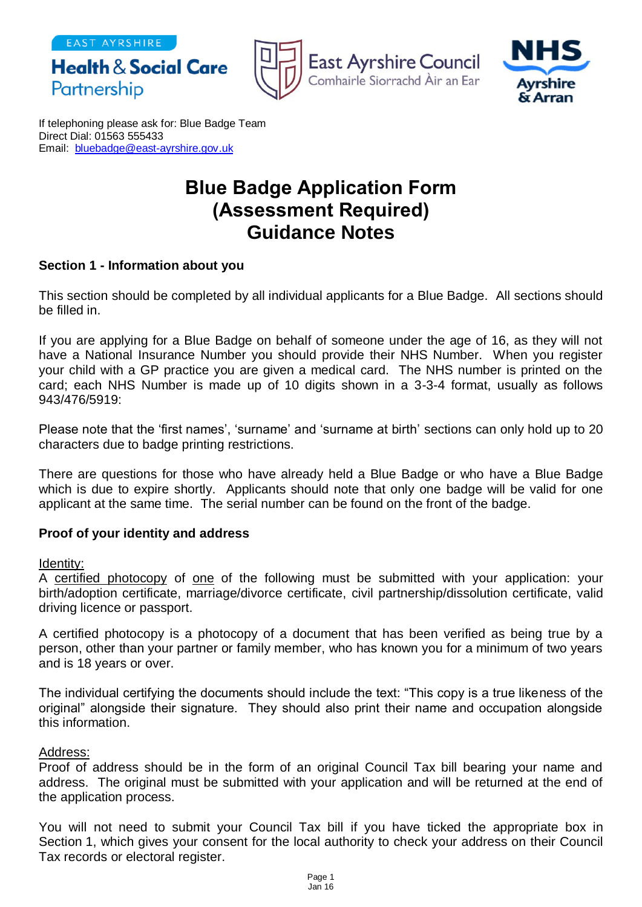If telephoning please ask for: Blue Badge Team
Direct Dial: 01563 555433
Email: bluebadge@east-ayrshire.gov.uk

# Blue Badge Application Form (Assessment Required) Guidance Notes

**Section 1 - Information about you**

This section should be completed by all individual applicants for a Blue Badge. All sections should be filled in.

If you are applying for a Blue Badge on behalf of someone under the age of 16, as they will not have a National Insurance Number you should provide their NHS Number. When you register your child with a GP practice you are given a medical card. The NHS number is printed on the card; each NHS Number is made up of 10 digits shown in a 3-3-4 format, usually as follows 943/476/5919:

Please note that the 'first names', 'surname' and 'surname at birth' sections can only hold up to 20 characters due to badge printing restrictions.

There are questions for those who have already held a Blue Badge or who have a Blue Badge which is due to expire shortly. Applicants should note that only one badge will be valid for one applicant at the same time. The serial number can be found on the front of the badge.

**Proof of your identity and address**

Identity:
A certified photocopy of one of the following must be submitted with your application: your birth/adoption certificate, marriage/divorce certificate, civil partnership/dissolution certificate, valid driving licence or passport.

A certified photocopy is a photocopy of a document that has been verified as being true by a person, other than your partner or family member, who has known you for a minimum of two years and is 18 years or over.

The individual certifying the documents should include the text: "This copy is a true likeness of the original" alongside their signature. They should also print their name and occupation alongside this information.

Address:
Proof of address should be in the form of an original Council Tax bill bearing your name and address. The original must be submitted with your application and will be returned at the end of the application process.

You will not need to submit your Council Tax bill if you have ticked the appropriate box in Section 1, which gives your consent for the local authority to check your address on their Council Tax records or electoral register.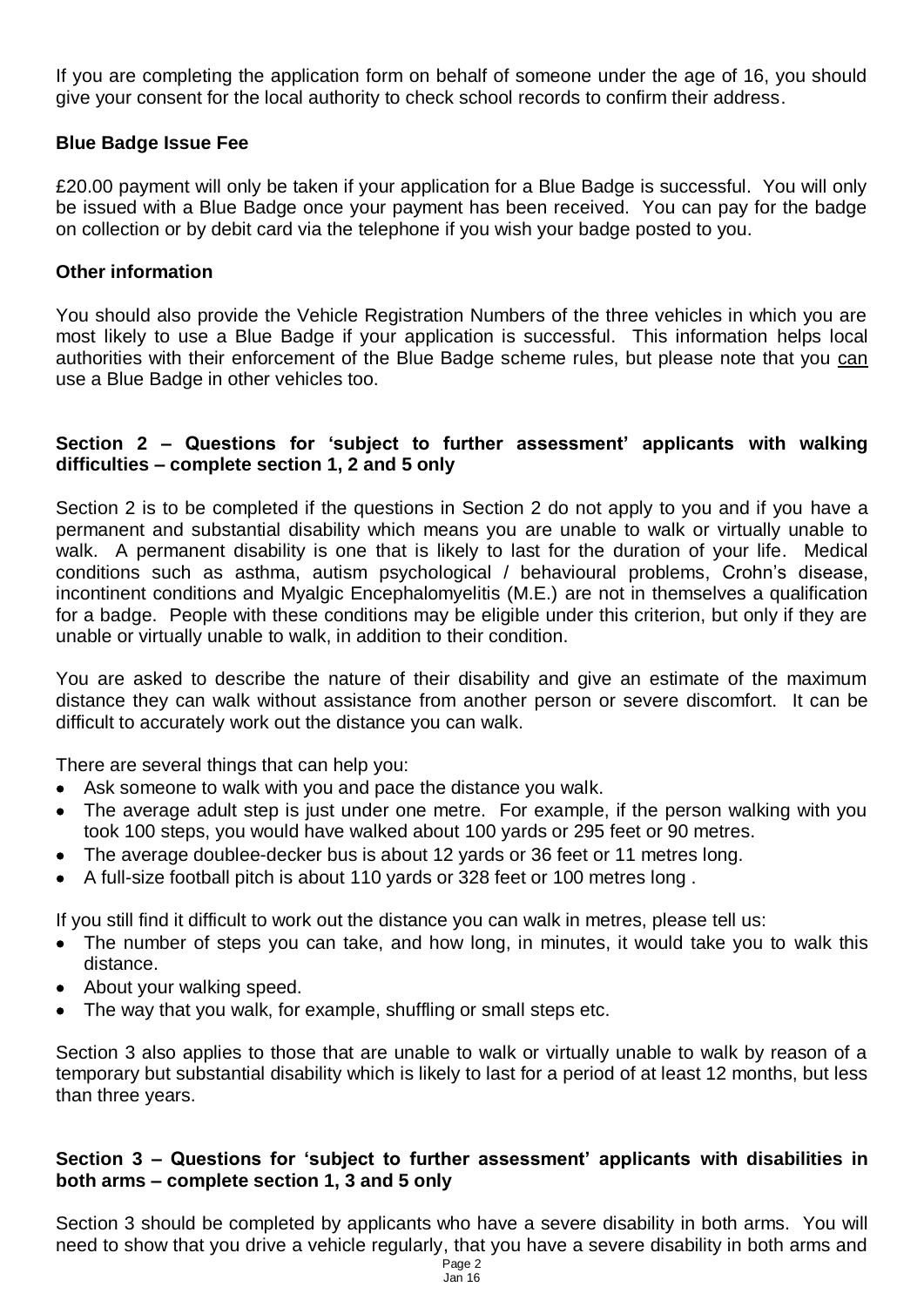If you are completing the application form on behalf of someone under the age of 16, you should give your consent for the local authority to check school records to confirm their address.

**Blue Badge Issue Fee**

£20.00 payment will only be taken if your application for a Blue Badge is successful. You will only be issued with a Blue Badge once your payment has been received. You can pay for the badge on collection or by debit card via the telephone if you wish your badge posted to you.

**Other information**

You should also provide the Vehicle Registration Numbers of the three vehicles in which you are most likely to use a Blue Badge if your application is successful. This information helps local authorities with their enforcement of the Blue Badge scheme rules, but please note that you can use a Blue Badge in other vehicles too.

**Section 2 – Questions for 'subject to further assessment' applicants with walking difficulties – complete section 1, 2 and 5 only**

Section 2 is to be completed if the questions in Section 2 do not apply to you and if you have a permanent and substantial disability which means you are unable to walk or virtually unable to walk. A permanent disability is one that is likely to last for the duration of your life. Medical conditions such as asthma, autism psychological / behavioural problems, Crohn's disease, incontinent conditions and Myalgic Encephalomyelitis (M.E.) are not in themselves a qualification for a badge. People with these conditions may be eligible under this criterion, but only if they are unable or virtually unable to walk, in addition to their condition.

You are asked to describe the nature of their disability and give an estimate of the maximum distance they can walk without assistance from another person or severe discomfort. It can be difficult to accurately work out the distance you can walk.

There are several things that can help you:

- Ask someone to walk with you and pace the distance you walk.
- The average adult step is just under one metre. For example, if the person walking with you took 100 steps, you would have walked about 100 yards or 295 feet or 90 metres.
- The average doublee-decker bus is about 12 yards or 36 feet or 11 metres long.
- A full-size football pitch is about 110 yards or 328 feet or 100 metres long .

If you still find it difficult to work out the distance you can walk in metres, please tell us:

- The number of steps you can take, and how long, in minutes, it would take you to walk this distance.
- About your walking speed.
- The way that you walk, for example, shuffling or small steps etc.

Section 3 also applies to those that are unable to walk or virtually unable to walk by reason of a temporary but substantial disability which is likely to last for a period of at least 12 months, but less than three years.

**Section 3 – Questions for 'subject to further assessment' applicants with disabilities in both arms – complete section 1, 3 and 5 only**

Section 3 should be completed by applicants who have a severe disability in both arms. You will need to show that you drive a vehicle regularly, that you have a severe disability in both arms and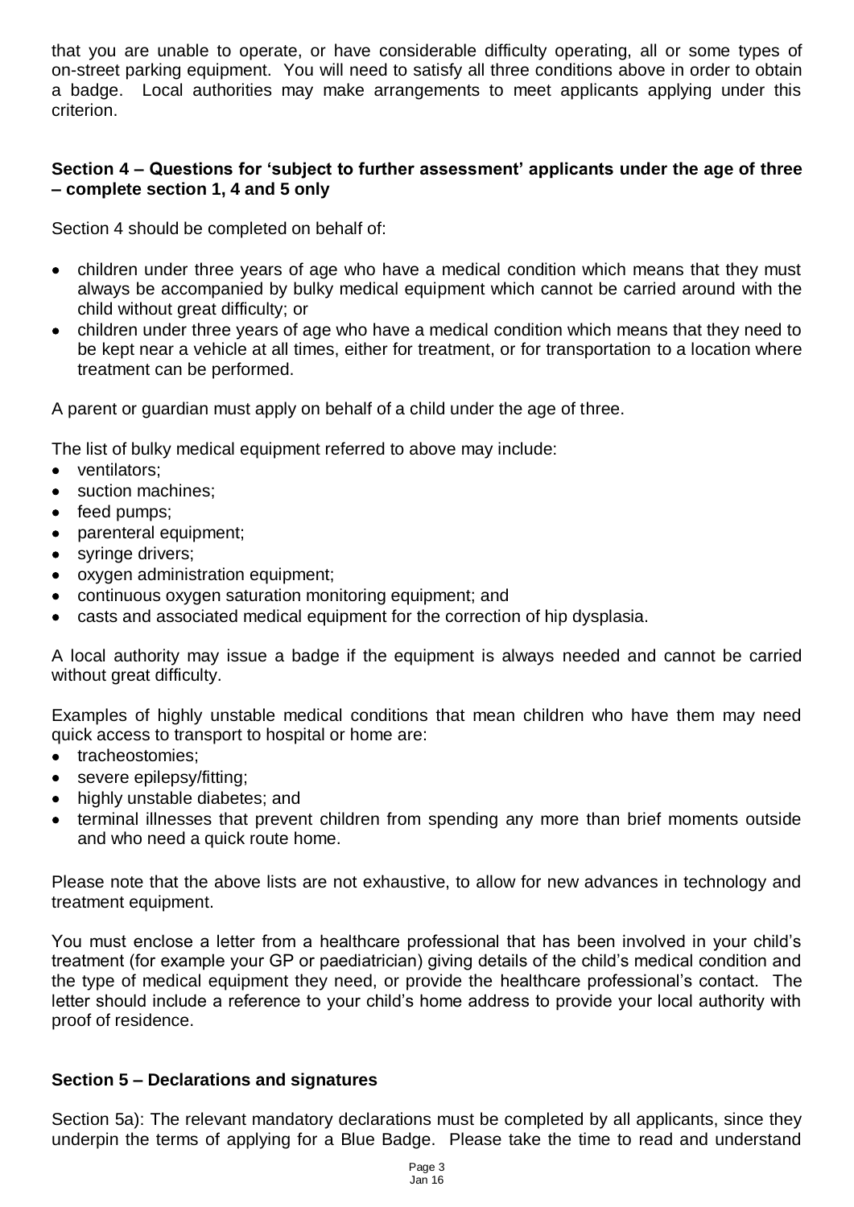that you are unable to operate, or have considerable difficulty operating, all or some types of on-street parking equipment. You will need to satisfy all three conditions above in order to obtain a badge. Local authorities may make arrangements to meet applicants applying under this criterion.

### Section 4 – Questions for 'subject to further assessment' applicants under the age of three – complete section 1, 4 and 5 only

Section 4 should be completed on behalf of:

- children under three years of age who have a medical condition which means that they must always be accompanied by bulky medical equipment which cannot be carried around with the child without great difficulty; or
- children under three years of age who have a medical condition which means that they need to be kept near a vehicle at all times, either for treatment, or for transportation to a location where treatment can be performed.

A parent or guardian must apply on behalf of a child under the age of three.

The list of bulky medical equipment referred to above may include:

- ventilators;
- suction machines;
- feed pumps;
- parenteral equipment;
- syringe drivers;
- oxygen administration equipment;
- continuous oxygen saturation monitoring equipment; and
- casts and associated medical equipment for the correction of hip dysplasia.

A local authority may issue a badge if the equipment is always needed and cannot be carried without great difficulty.

Examples of highly unstable medical conditions that mean children who have them may need quick access to transport to hospital or home are:

- tracheostomies;
- severe epilepsy/fitting;
- highly unstable diabetes; and
- terminal illnesses that prevent children from spending any more than brief moments outside and who need a quick route home.

Please note that the above lists are not exhaustive, to allow for new advances in technology and treatment equipment.

You must enclose a letter from a healthcare professional that has been involved in your child's treatment (for example your GP or paediatrician) giving details of the child's medical condition and the type of medical equipment they need, or provide the healthcare professional's contact. The letter should include a reference to your child's home address to provide your local authority with proof of residence.

### Section 5 – Declarations and signatures

Section 5a): The relevant mandatory declarations must be completed by all applicants, since they underpin the terms of applying for a Blue Badge. Please take the time to read and understand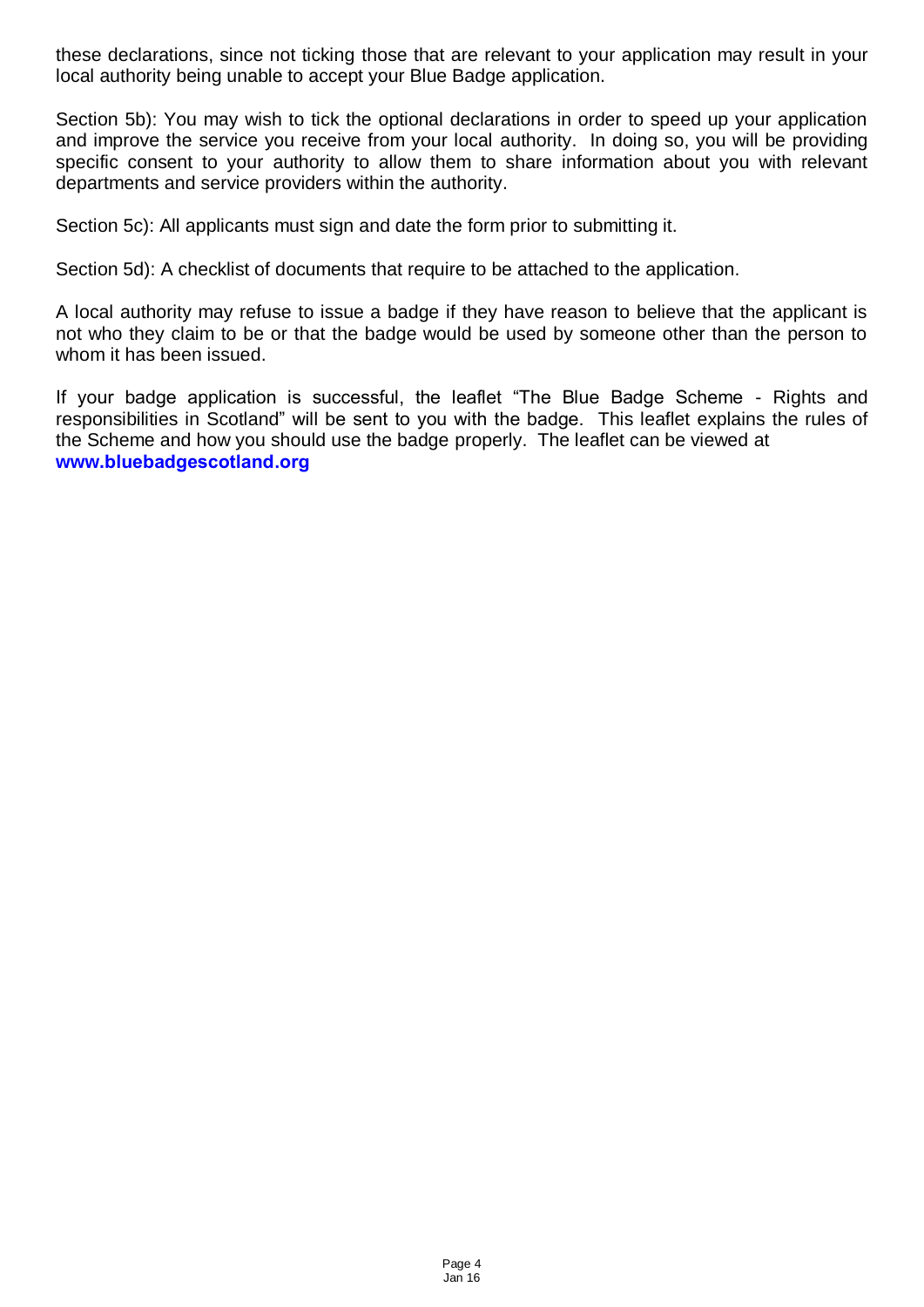these declarations, since not ticking those that are relevant to your application may result in your local authority being unable to accept your Blue Badge application.

Section 5b): You may wish to tick the optional declarations in order to speed up your application and improve the service you receive from your local authority. In doing so, you will be providing specific consent to your authority to allow them to share information about you with relevant departments and service providers within the authority.

Section 5c): All applicants must sign and date the form prior to submitting it.

Section 5d): A checklist of documents that require to be attached to the application.

A local authority may refuse to issue a badge if they have reason to believe that the applicant is not who they claim to be or that the badge would be used by someone other than the person to whom it has been issued.

If your badge application is successful, the leaflet "The Blue Badge Scheme - Rights and responsibilities in Scotland" will be sent to you with the badge. This leaflet explains the rules of the Scheme and how you should use the badge properly. The leaflet can be viewed at **www.bluebadgescotland.org**

Jan 16